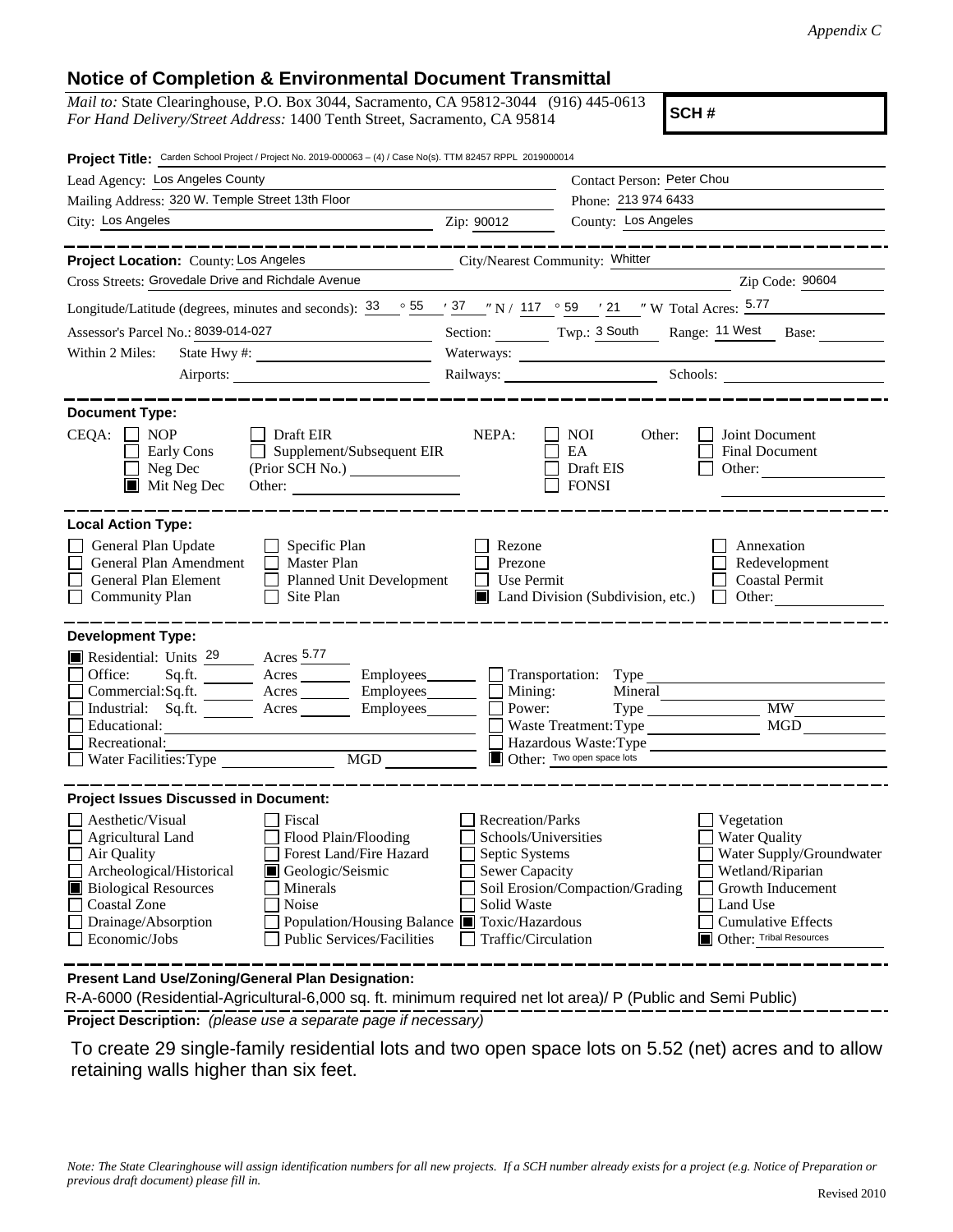*Appendix C*

## Notice of Completion & Environmental Document Transmittal

*Mail to:* State Clearinghouse, P.O. Box 3044, Sacramento, CA 95812-3044 (916) 445-0613
*For Hand Delivery/Street Address:* 1400 Tenth Street, Sacramento, CA 95814

**SCH #**

**Project Title:** Carden School Project / Project No. 2019-000063 – (4) / Case No(s). TTM 82457 RPPL 2019000014

Lead Agency: Los Angeles County
Contact Person: Peter Chou
Mailing Address: 320 W. Temple Street 13th Floor
Phone: 213 974 6433
City: Los Angeles
Zip: 90012
County: Los Angeles

---

**Project Location:** County: Los Angeles
City/Nearest Community: Whitter
Cross Streets: Grovedale Drive and Richdale Avenue
Zip Code: 90604
Longitude/Latitude (degrees, minutes and seconds): 33 ° 55 ′ 37 ″ N / 117 ° 59 ′ 21 ″ W Total Acres: 5.77
Assessor's Parcel No.: 8039-014-027
Section: Twp.: 3 South Range: 11 West Base:
Within 2 Miles: State Hwy #: Waterways:
Airports: Railways: Schools:

---

**Document Type:**

CEQA:
- [ ] NOP
- [ ] Early Cons
- [ ] Neg Dec
- [x] Mit Neg Dec
- [ ] Draft EIR
- [ ] Supplement/Subsequent EIR (Prior SCH No.)
- Other:

NEPA:
- [ ] NOI
- [ ] EA
- [ ] Draft EIS
- [ ] FONSI

Other:
- [ ] Joint Document
- [ ] Final Document
- [ ] Other:

---

**Local Action Type:**

- [ ] General Plan Update
- [ ] General Plan Amendment
- [ ] General Plan Element
- [ ] Community Plan
- [ ] Specific Plan
- [ ] Master Plan
- [ ] Planned Unit Development
- [ ] Site Plan
- [ ] Rezone
- [ ] Prezone
- [ ] Use Permit
- [x] Land Division (Subdivision, etc.)
- [ ] Annexation
- [ ] Redevelopment
- [ ] Coastal Permit
- [ ] Other:

---

**Development Type:**

- [x] Residential: Units 29 Acres 5.77
- [ ] Office: Sq.ft. Acres Employees
- [ ] Commercial: Sq.ft. Acres Employees
- [ ] Industrial: Sq.ft. Acres Employees
- [ ] Educational:
- [ ] Recreational:
- [ ] Water Facilities: Type MGD
- [ ] Transportation: Type
- [ ] Mining: Mineral
- [ ] Power: Type MW
- [ ] Waste Treatment: Type MGD
- [ ] Hazardous Waste: Type
- [x] Other: Two open space lots

---

**Project Issues Discussed in Document:**

- [ ] Aesthetic/Visual
- [ ] Agricultural Land
- [ ] Air Quality
- [ ] Archeological/Historical
- [x] Biological Resources
- [ ] Coastal Zone
- [ ] Drainage/Absorption
- [ ] Economic/Jobs
- [ ] Fiscal
- [ ] Flood Plain/Flooding
- [ ] Forest Land/Fire Hazard
- [x] Geologic/Seismic
- [ ] Minerals
- [ ] Noise
- [ ] Population/Housing Balance
- [ ] Public Services/Facilities
- [ ] Recreation/Parks
- [ ] Schools/Universities
- [ ] Septic Systems
- [ ] Sewer Capacity
- [ ] Soil Erosion/Compaction/Grading
- [ ] Solid Waste
- [x] Toxic/Hazardous
- [ ] Traffic/Circulation
- [ ] Vegetation
- [ ] Water Quality
- [ ] Water Supply/Groundwater
- [ ] Wetland/Riparian
- [ ] Growth Inducement
- [ ] Land Use
- [ ] Cumulative Effects
- [x] Other: Tribal Resources

---

**Present Land Use/Zoning/General Plan Designation:**

R-A-6000 (Residential-Agricultural-6,000 sq. ft. minimum required net lot area)/ P (Public and Semi Public)

**Project Description:** *(please use a separate page if necessary)*

To create 29 single-family residential lots and two open space lots on 5.52 (net) acres and to allow retaining walls higher than six feet.

*Note: The State Clearinghouse will assign identification numbers for all new projects. If a SCH number already exists for a project (e.g. Notice of Preparation or previous draft document) please fill in.*

Revised 2010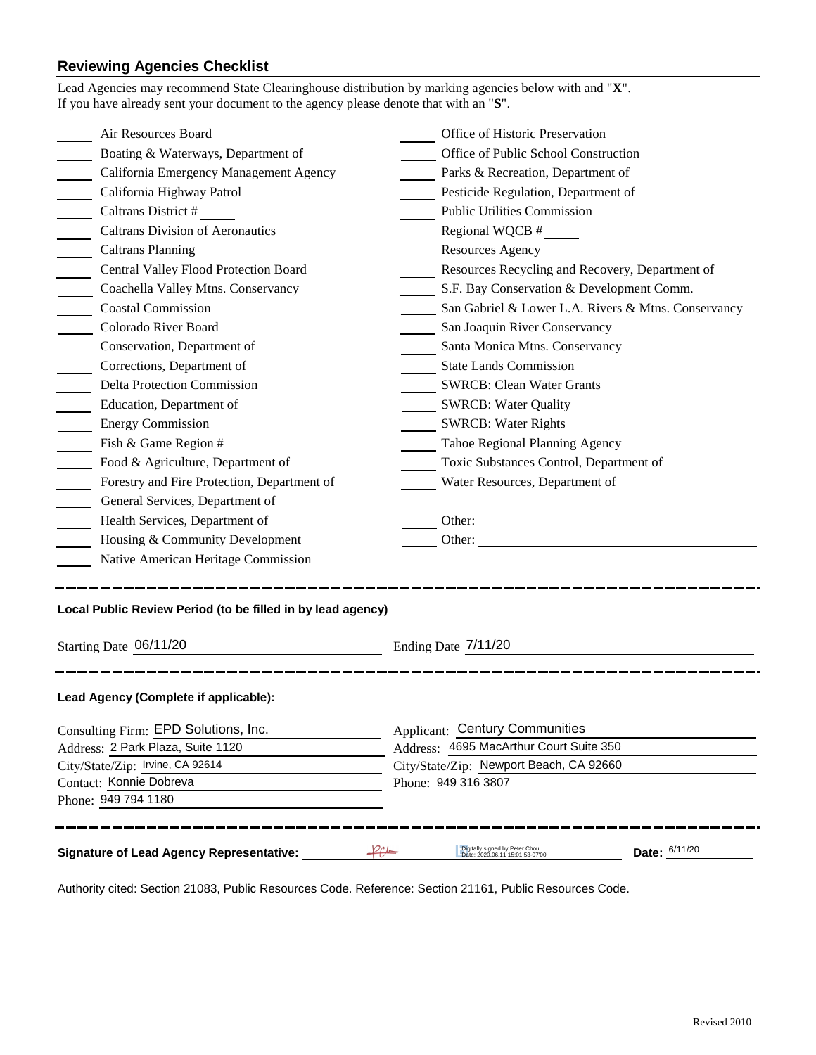## Reviewing Agencies Checklist

Lead Agencies may recommend State Clearinghouse distribution by marking agencies below with and "**X**".
If you have already sent your document to the agency please denote that with an "**S**".

| | | | |
|---|---|---|---|
| ____ | Air Resources Board | ____ | Office of Historic Preservation |
| ____ | Boating & Waterways, Department of | ____ | Office of Public School Construction |
| ____ | California Emergency Management Agency | ____ | Parks & Recreation, Department of |
| ____ | California Highway Patrol | ____ | Pesticide Regulation, Department of |
| ____ | Caltrans District # ____ | ____ | Public Utilities Commission |
| ____ | Caltrans Division of Aeronautics | ____ | Regional WQCB # ____ |
| ____ | Caltrans Planning | ____ | Resources Agency |
| ____ | Central Valley Flood Protection Board | ____ | Resources Recycling and Recovery, Department of |
| ____ | Coachella Valley Mtns. Conservancy | ____ | S.F. Bay Conservation & Development Comm. |
| ____ | Coastal Commission | ____ | San Gabriel & Lower L.A. Rivers & Mtns. Conservancy |
| ____ | Colorado River Board | ____ | San Joaquin River Conservancy |
| ____ | Conservation, Department of | ____ | Santa Monica Mtns. Conservancy |
| ____ | Corrections, Department of | ____ | State Lands Commission |
| ____ | Delta Protection Commission | ____ | SWRCB: Clean Water Grants |
| ____ | Education, Department of | ____ | SWRCB: Water Quality |
| ____ | Energy Commission | ____ | SWRCB: Water Rights |
| ____ | Fish & Game Region # ____ | ____ | Tahoe Regional Planning Agency |
| ____ | Food & Agriculture, Department of | ____ | Toxic Substances Control, Department of |
| ____ | Forestry and Fire Protection, Department of | ____ | Water Resources, Department of |
| ____ | General Services, Department of | | |
| ____ | Health Services, Department of | ____ | Other: ____ |
| ____ | Housing & Community Development | ____ | Other: ____ |
| ____ | Native American Heritage Commission | | |

**Local Public Review Period (to be filled in by lead agency)**

Starting Date 06/11/20 Ending Date 7/11/20

**Lead Agency (Complete if applicable):**

| | |
|---|---|
| Consulting Firm: EPD Solutions, Inc. | Applicant: Century Communities |
| Address: 2 Park Plaza, Suite 1120 | Address: 4695 MacArthur Court Suite 350 |
| City/State/Zip: Irvine, CA 92614 | City/State/Zip: Newport Beach, CA 92660 |
| Contact: Konnie Dobreva | Phone: 949 316 3807 |
| Phone: 949 794 1180 | |

**Signature of Lead Agency Representative:** Digitally signed by Peter Chou Date: 2020.06.11 15:01:53-07'00' **Date:** 6/11/20

Authority cited: Section 21083, Public Resources Code. Reference: Section 21161, Public Resources Code.

Revised 2010